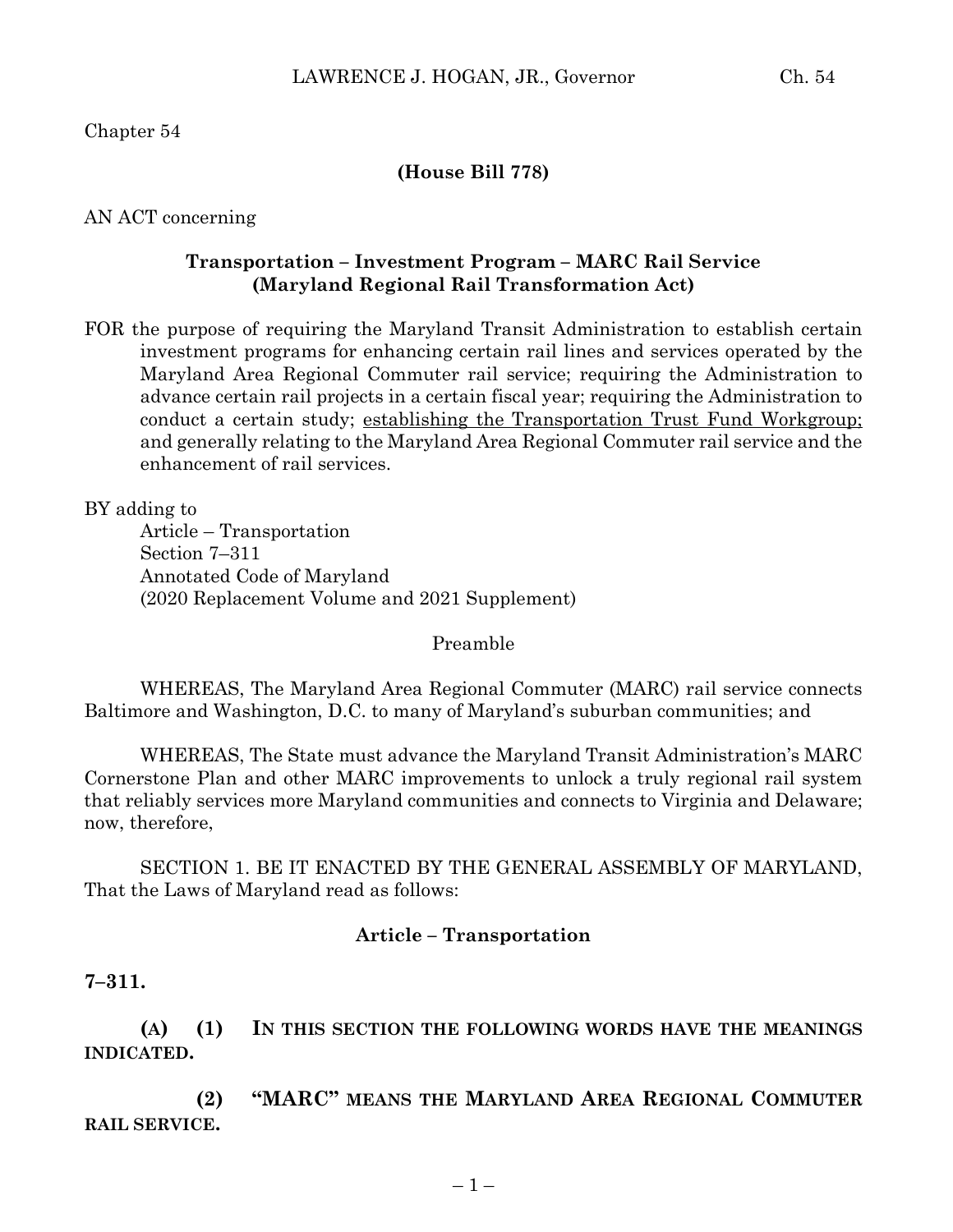Chapter 54

**(House Bill 778)**

AN ACT concerning

## Transportation – Investment Program – MARC Rail Service (Maryland Regional Rail Transformation Act)

FOR the purpose of requiring the Maryland Transit Administration to establish certain investment programs for enhancing certain rail lines and services operated by the Maryland Area Regional Commuter rail service; requiring the Administration to advance certain rail projects in a certain fiscal year; requiring the Administration to conduct a certain study; <u>establishing the Transportation Trust Fund Workgroup;</u> and generally relating to the Maryland Area Regional Commuter rail service and the enhancement of rail services.

BY adding to
Article – Transportation
Section 7–311
Annotated Code of Maryland
(2020 Replacement Volume and 2021 Supplement)

Preamble

WHEREAS, The Maryland Area Regional Commuter (MARC) rail service connects Baltimore and Washington, D.C. to many of Maryland's suburban communities; and

WHEREAS, The State must advance the Maryland Transit Administration's MARC Cornerstone Plan and other MARC improvements to unlock a truly regional rail system that reliably services more Maryland communities and connects to Virginia and Delaware; now, therefore,

SECTION 1. BE IT ENACTED BY THE GENERAL ASSEMBLY OF MARYLAND, That the Laws of Maryland read as follows:

**Article – Transportation**

**7–311.**

**(A) (1) IN THIS SECTION THE FOLLOWING WORDS HAVE THE MEANINGS INDICATED.**

**(2) "MARC" MEANS THE MARYLAND AREA REGIONAL COMMUTER RAIL SERVICE.**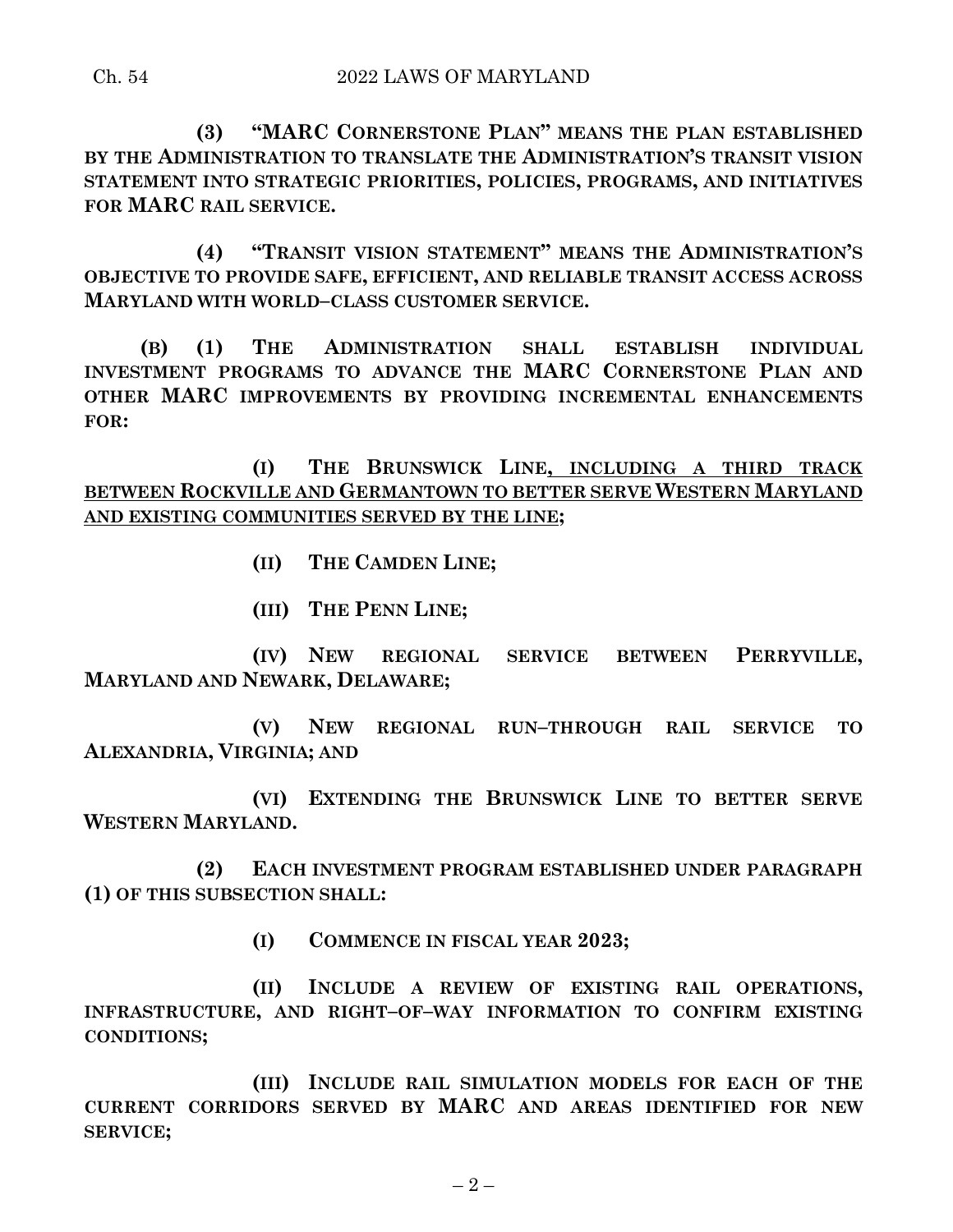**(3) "MARC CORNERSTONE PLAN" MEANS THE PLAN ESTABLISHED BY THE ADMINISTRATION TO TRANSLATE THE ADMINISTRATION'S TRANSIT VISION STATEMENT INTO STRATEGIC PRIORITIES, POLICIES, PROGRAMS, AND INITIATIVES FOR MARC RAIL SERVICE.**

**(4) "TRANSIT VISION STATEMENT" MEANS THE ADMINISTRATION'S OBJECTIVE TO PROVIDE SAFE, EFFICIENT, AND RELIABLE TRANSIT ACCESS ACROSS MARYLAND WITH WORLD–CLASS CUSTOMER SERVICE.**

**(B) (1) THE ADMINISTRATION SHALL ESTABLISH INDIVIDUAL INVESTMENT PROGRAMS TO ADVANCE THE MARC CORNERSTONE PLAN AND OTHER MARC IMPROVEMENTS BY PROVIDING INCREMENTAL ENHANCEMENTS FOR:**

**(I) THE BRUNSWICK LINE, INCLUDING A THIRD TRACK BETWEEN ROCKVILLE AND GERMANTOWN TO BETTER SERVE WESTERN MARYLAND AND EXISTING COMMUNITIES SERVED BY THE LINE;**

**(II) THE CAMDEN LINE;**

**(III) THE PENN LINE;**

**(IV) NEW REGIONAL SERVICE BETWEEN PERRYVILLE, MARYLAND AND NEWARK, DELAWARE;**

**(V) NEW REGIONAL RUN–THROUGH RAIL SERVICE TO ALEXANDRIA, VIRGINIA; AND**

**(VI) EXTENDING THE BRUNSWICK LINE TO BETTER SERVE WESTERN MARYLAND.**

**(2) EACH INVESTMENT PROGRAM ESTABLISHED UNDER PARAGRAPH (1) OF THIS SUBSECTION SHALL:**

**(I) COMMENCE IN FISCAL YEAR 2023;**

**(II) INCLUDE A REVIEW OF EXISTING RAIL OPERATIONS, INFRASTRUCTURE, AND RIGHT–OF–WAY INFORMATION TO CONFIRM EXISTING CONDITIONS;**

**(III) INCLUDE RAIL SIMULATION MODELS FOR EACH OF THE CURRENT CORRIDORS SERVED BY MARC AND AREAS IDENTIFIED FOR NEW SERVICE;**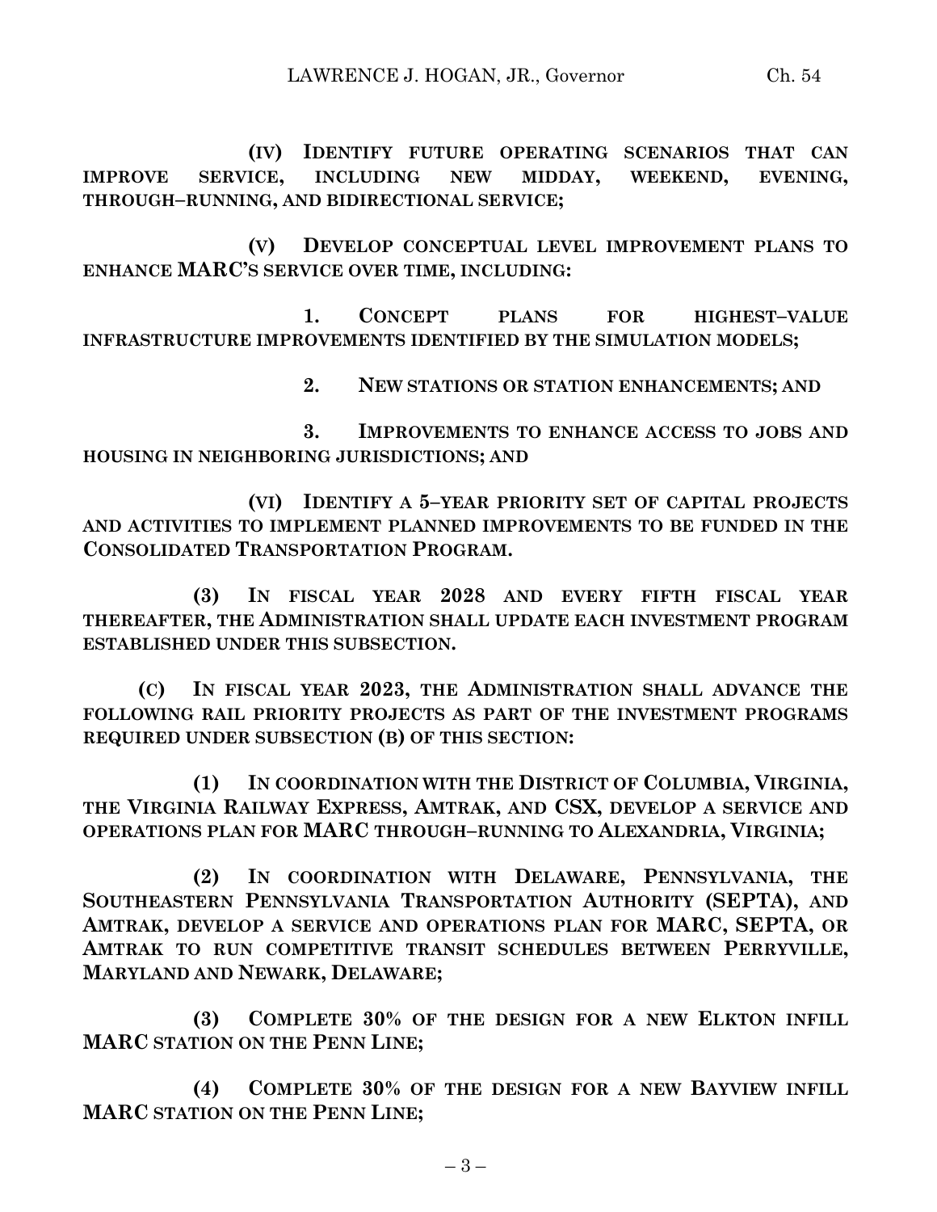**(IV) IDENTIFY FUTURE OPERATING SCENARIOS THAT CAN IMPROVE SERVICE, INCLUDING NEW MIDDAY, WEEKEND, EVENING, THROUGH–RUNNING, AND BIDIRECTIONAL SERVICE;**

**(V) DEVELOP CONCEPTUAL LEVEL IMPROVEMENT PLANS TO ENHANCE MARC'S SERVICE OVER TIME, INCLUDING:**

**1. CONCEPT PLANS FOR HIGHEST–VALUE INFRASTRUCTURE IMPROVEMENTS IDENTIFIED BY THE SIMULATION MODELS;**

**2. NEW STATIONS OR STATION ENHANCEMENTS; AND**

**3. IMPROVEMENTS TO ENHANCE ACCESS TO JOBS AND HOUSING IN NEIGHBORING JURISDICTIONS; AND**

**(VI) IDENTIFY A 5–YEAR PRIORITY SET OF CAPITAL PROJECTS AND ACTIVITIES TO IMPLEMENT PLANNED IMPROVEMENTS TO BE FUNDED IN THE CONSOLIDATED TRANSPORTATION PROGRAM.**

**(3) IN FISCAL YEAR 2028 AND EVERY FIFTH FISCAL YEAR THEREAFTER, THE ADMINISTRATION SHALL UPDATE EACH INVESTMENT PROGRAM ESTABLISHED UNDER THIS SUBSECTION.**

**(C) IN FISCAL YEAR 2023, THE ADMINISTRATION SHALL ADVANCE THE FOLLOWING RAIL PRIORITY PROJECTS AS PART OF THE INVESTMENT PROGRAMS REQUIRED UNDER SUBSECTION (B) OF THIS SECTION:**

**(1) IN COORDINATION WITH THE DISTRICT OF COLUMBIA, VIRGINIA, THE VIRGINIA RAILWAY EXPRESS, AMTRAK, AND CSX, DEVELOP A SERVICE AND OPERATIONS PLAN FOR MARC THROUGH–RUNNING TO ALEXANDRIA, VIRGINIA;**

**(2) IN COORDINATION WITH DELAWARE, PENNSYLVANIA, THE SOUTHEASTERN PENNSYLVANIA TRANSPORTATION AUTHORITY (SEPTA), AND AMTRAK, DEVELOP A SERVICE AND OPERATIONS PLAN FOR MARC, SEPTA, OR AMTRAK TO RUN COMPETITIVE TRANSIT SCHEDULES BETWEEN PERRYVILLE, MARYLAND AND NEWARK, DELAWARE;**

**(3) COMPLETE 30% OF THE DESIGN FOR A NEW ELKTON INFILL MARC STATION ON THE PENN LINE;**

**(4) COMPLETE 30% OF THE DESIGN FOR A NEW BAYVIEW INFILL MARC STATION ON THE PENN LINE;**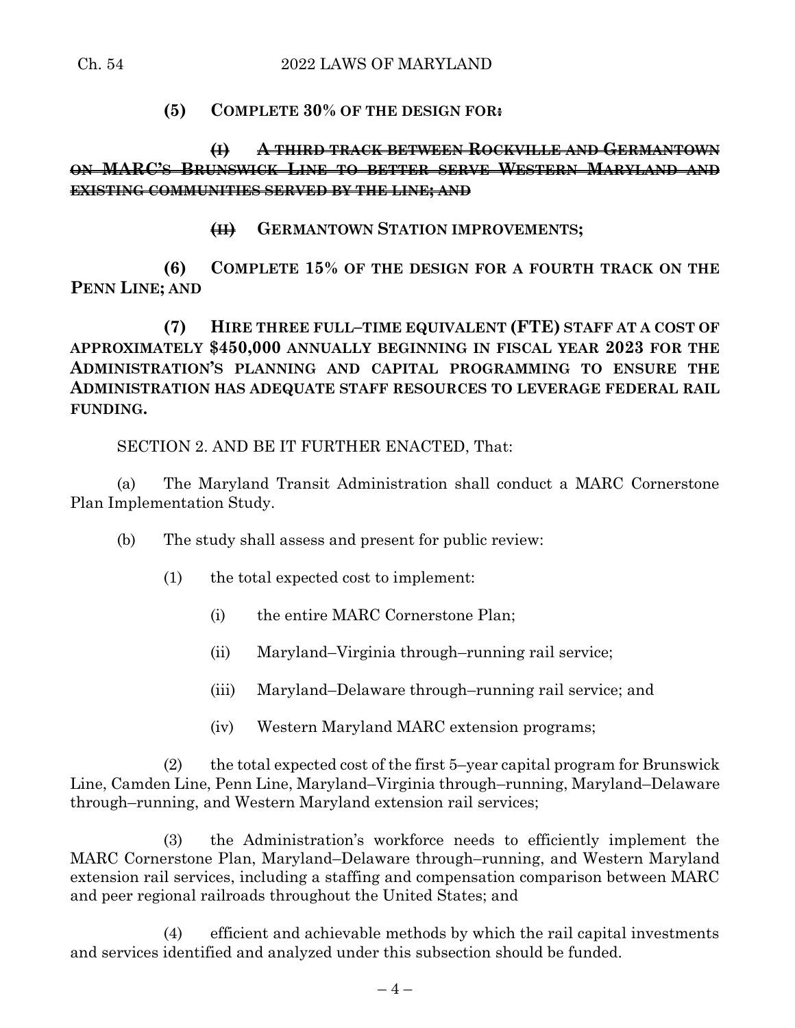**(5) COMPLETE 30% OF THE DESIGN FOR~~:~~**

~~**(I) A THIRD TRACK BETWEEN ROCKVILLE AND GERMANTOWN ON MARC'S BRUNSWICK LINE TO BETTER SERVE WESTERN MARYLAND AND EXISTING COMMUNITIES SERVED BY THE LINE; AND**~~

~~**(II)**~~ **GERMANTOWN STATION IMPROVEMENTS;**

**(6) COMPLETE 15% OF THE DESIGN FOR A FOURTH TRACK ON THE PENN LINE; AND**

**(7) HIRE THREE FULL–TIME EQUIVALENT (FTE) STAFF AT A COST OF APPROXIMATELY $450,000 ANNUALLY BEGINNING IN FISCAL YEAR 2023 FOR THE ADMINISTRATION'S PLANNING AND CAPITAL PROGRAMMING TO ENSURE THE ADMINISTRATION HAS ADEQUATE STAFF RESOURCES TO LEVERAGE FEDERAL RAIL FUNDING.**

SECTION 2. AND BE IT FURTHER ENACTED, That:

(a) The Maryland Transit Administration shall conduct a MARC Cornerstone Plan Implementation Study.

(b) The study shall assess and present for public review:

(1) the total expected cost to implement:

(i) the entire MARC Cornerstone Plan;

(ii) Maryland–Virginia through–running rail service;

(iii) Maryland–Delaware through–running rail service; and

(iv) Western Maryland MARC extension programs;

(2) the total expected cost of the first 5–year capital program for Brunswick Line, Camden Line, Penn Line, Maryland–Virginia through–running, Maryland–Delaware through–running, and Western Maryland extension rail services;

(3) the Administration's workforce needs to efficiently implement the MARC Cornerstone Plan, Maryland–Delaware through–running, and Western Maryland extension rail services, including a staffing and compensation comparison between MARC and peer regional railroads throughout the United States; and

(4) efficient and achievable methods by which the rail capital investments and services identified and analyzed under this subsection should be funded.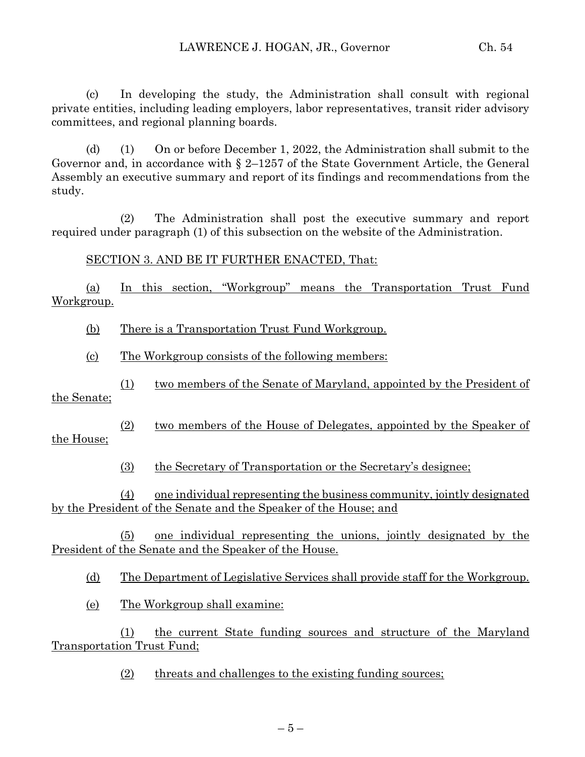(c) In developing the study, the Administration shall consult with regional private entities, including leading employers, labor representatives, transit rider advisory committees, and regional planning boards.

(d) (1) On or before December 1, 2022, the Administration shall submit to the Governor and, in accordance with § 2–1257 of the State Government Article, the General Assembly an executive summary and report of its findings and recommendations from the study.

(2) The Administration shall post the executive summary and report required under paragraph (1) of this subsection on the website of the Administration.

SECTION 3. AND BE IT FURTHER ENACTED, That:

(a) In this section, "Workgroup" means the Transportation Trust Fund Workgroup.

(b) There is a Transportation Trust Fund Workgroup.

(c) The Workgroup consists of the following members:

(1) two members of the Senate of Maryland, appointed by the President of the Senate;

(2) two members of the House of Delegates, appointed by the Speaker of the House;

(3) the Secretary of Transportation or the Secretary's designee;

(4) one individual representing the business community, jointly designated by the President of the Senate and the Speaker of the House; and

(5) one individual representing the unions, jointly designated by the President of the Senate and the Speaker of the House.

(d) The Department of Legislative Services shall provide staff for the Workgroup.

(e) The Workgroup shall examine:

(1) the current State funding sources and structure of the Maryland Transportation Trust Fund;

(2) threats and challenges to the existing funding sources;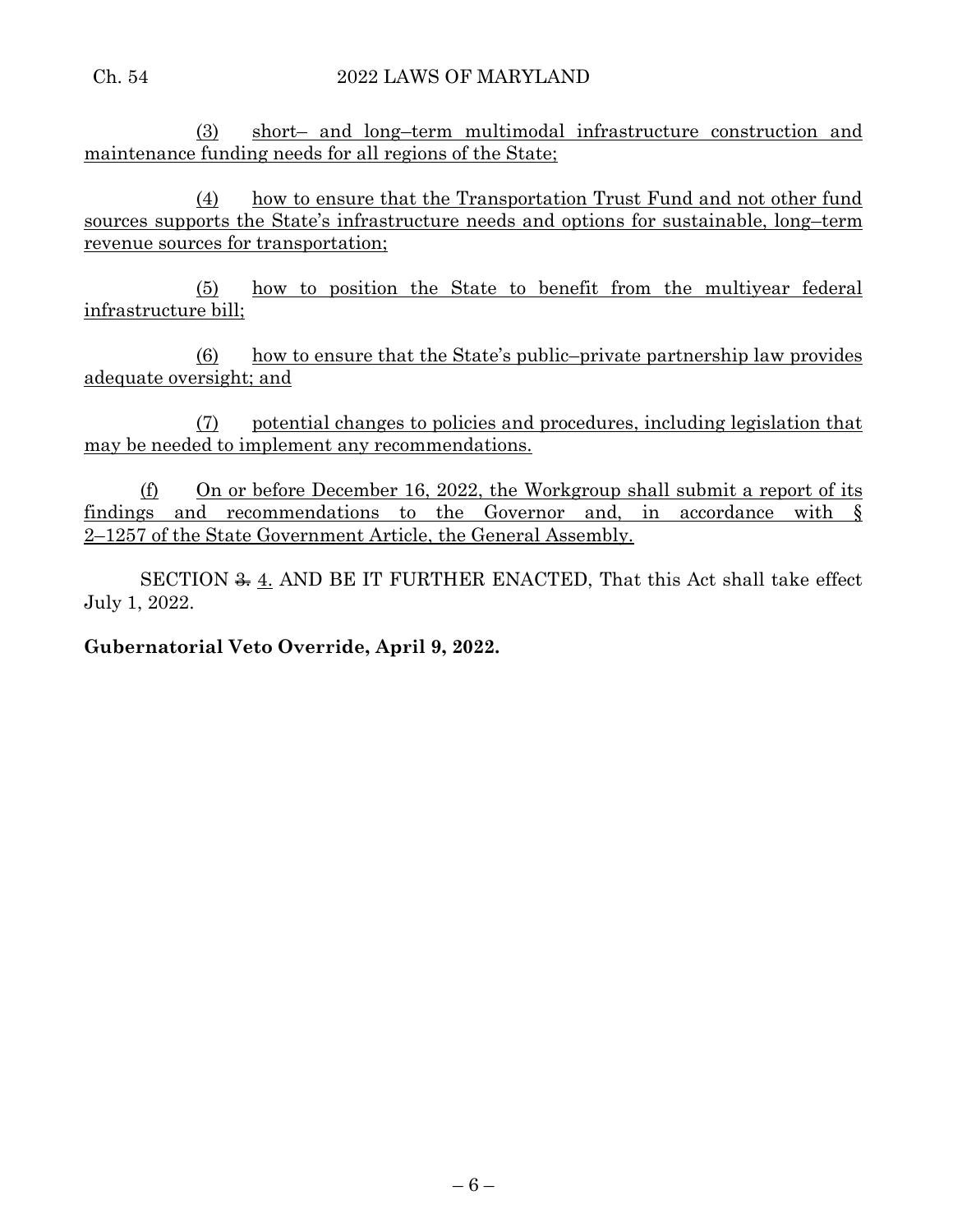(3) short– and long–term multimodal infrastructure construction and maintenance funding needs for all regions of the State;

(4) how to ensure that the Transportation Trust Fund and not other fund sources supports the State's infrastructure needs and options for sustainable, long–term revenue sources for transportation;

(5) how to position the State to benefit from the multiyear federal infrastructure bill;

(6) how to ensure that the State's public–private partnership law provides adequate oversight; and

(7) potential changes to policies and procedures, including legislation that may be needed to implement any recommendations.

(f) On or before December 16, 2022, the Workgroup shall submit a report of its findings and recommendations to the Governor and, in accordance with § 2–1257 of the State Government Article, the General Assembly.

SECTION ~~3.~~ 4. AND BE IT FURTHER ENACTED, That this Act shall take effect July 1, 2022.

**Gubernatorial Veto Override, April 9, 2022.**